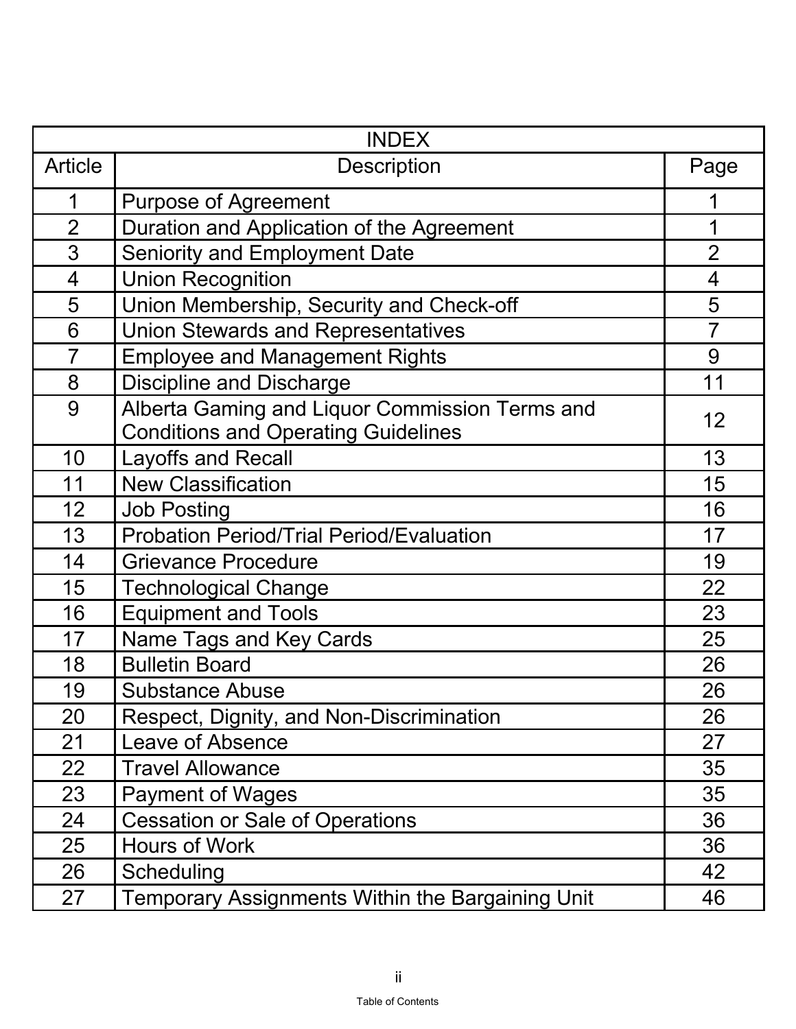| INDEX | | |
|---|---|---|
| Article | Description | Page |
| 1 | Purpose of Agreement | 1 |
| 2 | Duration and Application of the Agreement | 1 |
| 3 | Seniority and Employment Date | 2 |
| 4 | Union Recognition | 4 |
| 5 | Union Membership, Security and Check-off | 5 |
| 6 | Union Stewards and Representatives | 7 |
| 7 | Employee and Management Rights | 9 |
| 8 | Discipline and Discharge | 11 |
| 9 | Alberta Gaming and Liquor Commission Terms and Conditions and Operating Guidelines | 12 |
| 10 | Layoffs and Recall | 13 |
| 11 | New Classification | 15 |
| 12 | Job Posting | 16 |
| 13 | Probation Period/Trial Period/Evaluation | 17 |
| 14 | Grievance Procedure | 19 |
| 15 | Technological Change | 22 |
| 16 | Equipment and Tools | 23 |
| 17 | Name Tags and Key Cards | 25 |
| 18 | Bulletin Board | 26 |
| 19 | Substance Abuse | 26 |
| 20 | Respect, Dignity, and Non-Discrimination | 26 |
| 21 | Leave of Absence | 27 |
| 22 | Travel Allowance | 35 |
| 23 | Payment of Wages | 35 |
| 24 | Cessation or Sale of Operations | 36 |
| 25 | Hours of Work | 36 |
| 26 | Scheduling | 42 |
| 27 | Temporary Assignments Within the Bargaining Unit | 46 |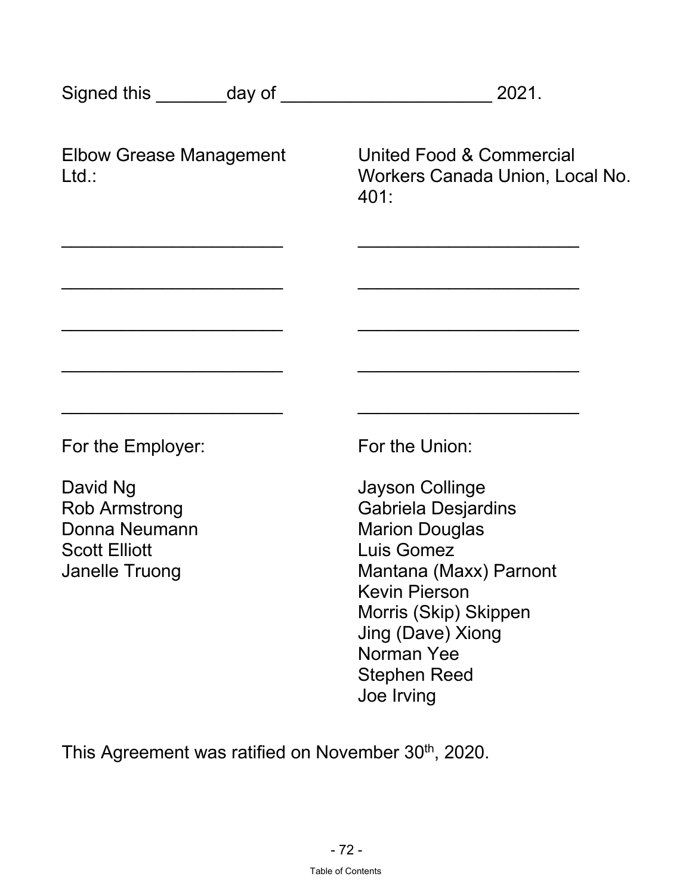Signed this _______day of ____________________ 2021.

| Elbow Grease Management Ltd.: | United Food & Commercial Workers Canada Union, Local No. 401: |
|---|---|
| ______________________ | ______________________ |
| ______________________ | ______________________ |
| ______________________ | ______________________ |
| ______________________ | ______________________ |
| ______________________ | ______________________ |
| For the Employer: | For the Union: |
| David Ng | Jayson Collinge |
| Rob Armstrong | Gabriela Desjardins |
| Donna Neumann | Marion Douglas |
| Scott Elliott | Luis Gomez |
| Janelle Truong | Mantana (Maxx) Parnont |
| | Kevin Pierson |
| | Morris (Skip) Skippen |
| | Jing (Dave) Xiong |
| | Norman Yee |
| | Stephen Reed |
| | Joe Irving |

This Agreement was ratified on November 30th, 2020.